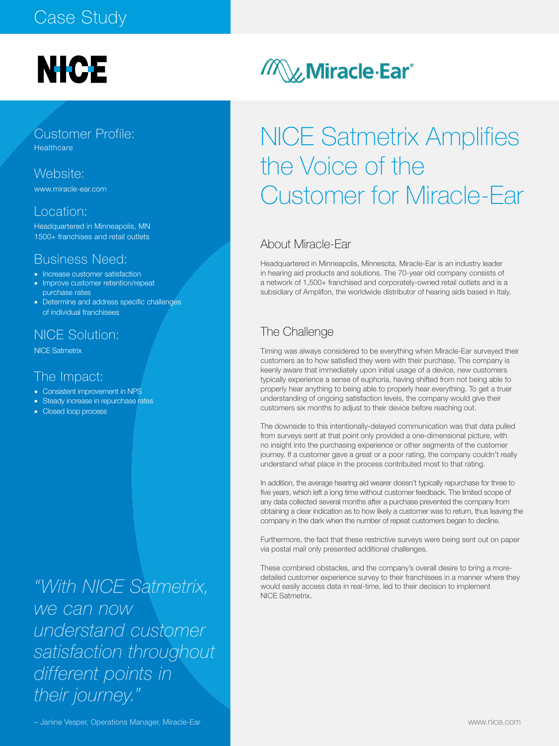Case Study

NICE

Miracle-Ear®

# NICE Satmetrix Amplifies the Voice of the Customer for Miracle-Ear

## Customer Profile:

Healthcare

## Website:

www.miracle-ear.com

## Location:

Headquartered in Minneapolis, MN
1500+ franchises and retail outlets

## Business Need:

- Increase customer satisfaction
- Improve customer retention/repeat purchase rates
- Determine and address specific challenges of individual franchisees

## NICE Solution:

NICE Satmetrix

## The Impact:

- Consistent improvement in NPS
- Steady increase in repurchase rates
- Closed loop process

*"With NICE Satmetrix, we can now understand customer satisfaction throughout different points in their journey."*

– Janine Vesper, Operations Manager, Miracle-Ear

## About Miracle-Ear

Headquartered in Minneapolis, Minnesota, Miracle-Ear is an industry leader in hearing aid products and solutions. The 70-year old company consists of a network of 1,500+ franchised and corporately-owned retail outlets and is a subsidiary of Amplifon, the worldwide distributor of hearing aids based in Italy.

## The Challenge

Timing was always considered to be everything when Miracle-Ear surveyed their customers as to how satisfied they were with their purchase. The company is keenly aware that immediately upon initial usage of a device, new customers typically experience a sense of euphoria, having shifted from not being able to properly hear anything to being able to properly hear everything. To get a truer understanding of ongoing satisfaction levels, the company would give their customers six months to adjust to their device before reaching out.

The downside to this intentionally-delayed communication was that data pulled from surveys sent at that point only provided a one-dimensional picture, with no insight into the purchasing experience or other segments of the customer journey. If a customer gave a great or a poor rating, the company couldn't really understand what place in the process contributed most to that rating.

In addition, the average hearing aid wearer doesn't typically repurchase for three to five years, which left a long time without customer feedback. The limited scope of any data collected several months after a purchase prevented the company from obtaining a clear indication as to how likely a customer was to return, thus leaving the company in the dark when the number of repeat customers began to decline.

Furthermore, the fact that these restrictive surveys were being sent out on paper via postal mail only presented additional challenges.

These combined obstacles, and the company's overall desire to bring a more-detailed customer experience survey to their franchisees in a manner where they would easily access data in real-time, led to their decision to implement NICE Satmetrix.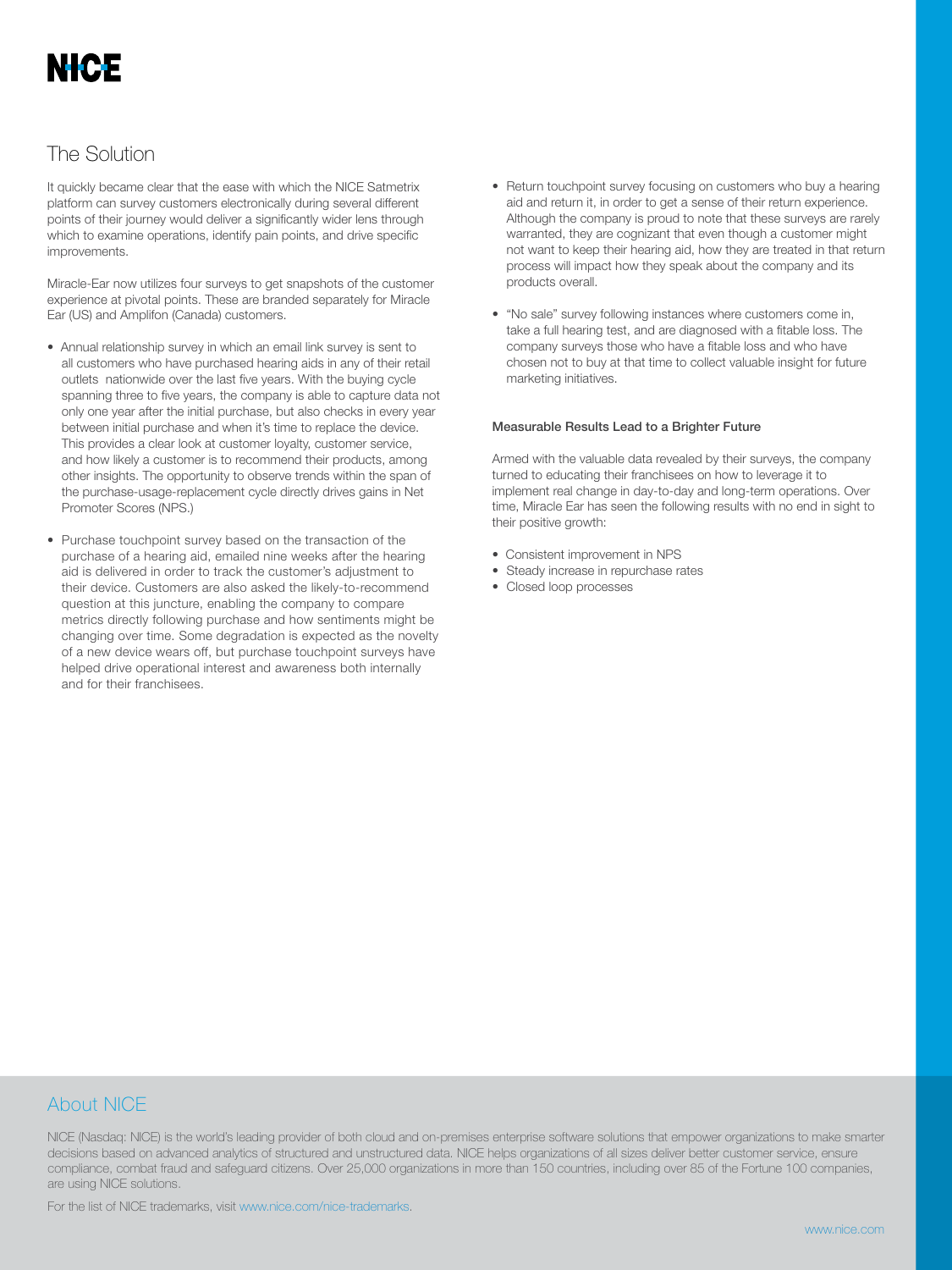## The Solution

It quickly became clear that the ease with which the NICE Satmetrix platform can survey customers electronically during several different points of their journey would deliver a significantly wider lens through which to examine operations, identify pain points, and drive specific improvements.

Miracle-Ear now utilizes four surveys to get snapshots of the customer experience at pivotal points. These are branded separately for Miracle Ear (US) and Amplifon (Canada) customers.

- Annual relationship survey in which an email link survey is sent to all customers who have purchased hearing aids in any of their retail outlets nationwide over the last five years. With the buying cycle spanning three to five years, the company is able to capture data not only one year after the initial purchase, but also checks in every year between initial purchase and when it's time to replace the device. This provides a clear look at customer loyalty, customer service, and how likely a customer is to recommend their products, among other insights. The opportunity to observe trends within the span of the purchase-usage-replacement cycle directly drives gains in Net Promoter Scores (NPS.)
- Purchase touchpoint survey based on the transaction of the purchase of a hearing aid, emailed nine weeks after the hearing aid is delivered in order to track the customer's adjustment to their device. Customers are also asked the likely-to-recommend question at this juncture, enabling the company to compare metrics directly following purchase and how sentiments might be changing over time. Some degradation is expected as the novelty of a new device wears off, but purchase touchpoint surveys have helped drive operational interest and awareness both internally and for their franchisees.
- Return touchpoint survey focusing on customers who buy a hearing aid and return it, in order to get a sense of their return experience. Although the company is proud to note that these surveys are rarely warranted, they are cognizant that even though a customer might not want to keep their hearing aid, how they are treated in that return process will impact how they speak about the company and its products overall.
- "No sale" survey following instances where customers come in, take a full hearing test, and are diagnosed with a fitable loss. The company surveys those who have a fitable loss and who have chosen not to buy at that time to collect valuable insight for future marketing initiatives.

### Measurable Results Lead to a Brighter Future

Armed with the valuable data revealed by their surveys, the company turned to educating their franchisees on how to leverage it to implement real change in day-to-day and long-term operations. Over time, Miracle Ear has seen the following results with no end in sight to their positive growth:

- Consistent improvement in NPS
- Steady increase in repurchase rates
- Closed loop processes

## About NICE

NICE (Nasdaq: NICE) is the world's leading provider of both cloud and on-premises enterprise software solutions that empower organizations to make smarter decisions based on advanced analytics of structured and unstructured data. NICE helps organizations of all sizes deliver better customer service, ensure compliance, combat fraud and safeguard citizens. Over 25,000 organizations in more than 150 countries, including over 85 of the Fortune 100 companies, are using NICE solutions.

For the list of NICE trademarks, visit www.nice.com/nice-trademarks.

www.nice.com